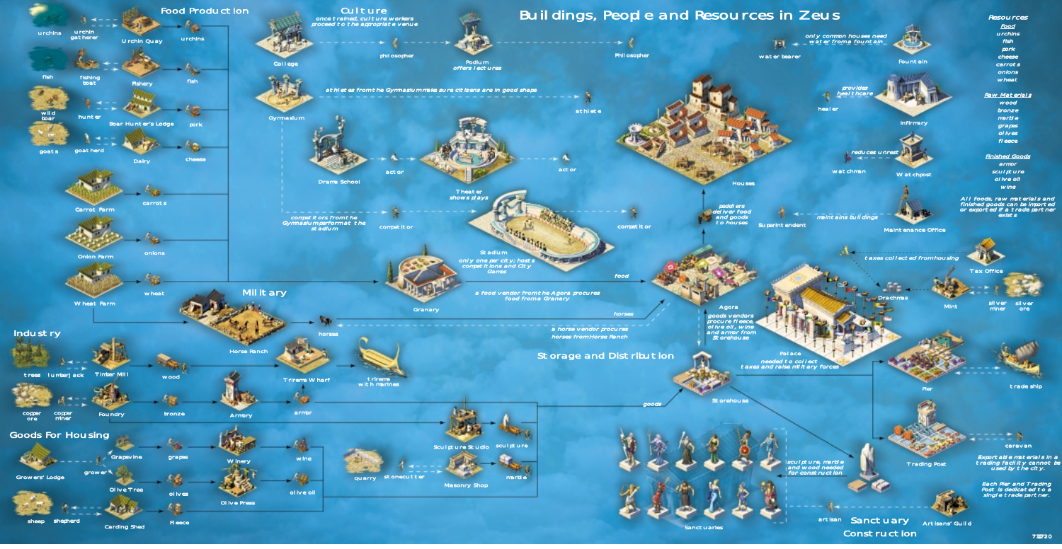# Buildings, People and Resources in Zeus

## Food Production

urchins — urchin gatherer — Urchin Quay — urchins

fish — fishing boat — Fishery — fish

wild boar — hunter — Boar Hunter's Lodge — pork

goats — goat herd — Dairy — cheese

Carrot Farm — carrots

Onion Farm — onions

Wheat Farm — wheat

## Culture

once trained, culture workers proceed to the appropriate venue

College — philosopher — Podium offers lectures — Philosopher

Gymnasium — athletes from the Gymnasium make sure citizens are in good shape — athlete

Drama School — actor — Theater shows plays — actor

competitors from the Gymnasium perform at the stadium — competitor — Stadium only one per city; hosts competitions and City Games — competitor

## Military

Horse Ranch — horses

Trireme Wharf — trireme with marines

## Industry

trees — lumberjack — Timber Mill — wood

copper ore — copper miner — Foundry — bronze — Armory — armor

## Goods For Housing

Growers' Lodge — grower — Grapevine — grapes — Winery — wine

Olive Tree — olives — Olive Press — olive oil

sheep — shepherd — Carding Shed — fleece

quarry — stonecutter — Masonry Shop — marble

Sculpture Studio — sculpture

## Storage and Distribution

Granary — food — a food vendor from the Agora procures food from a Granary

horses — a horse vendor procures horses from Horse Ranch

Agora — goods vendors procure fleece, olive oil, wine and armor from Storehouse

peddlers deliver food and goods to houses

Storehouse — goods

Houses

only common houses need water from a fountain — water bearer — Fountain

provides healthcare — healer — Infirmary

reduces unrest — watchman — Watchpost

maintains buildings — Superintendent — Maintenance Office

taxes collected from housing — Tax Office

Drachmas — Mint — silver miner — silver ore

Palace needed to collect taxes and raise military forces

Pier — trade ship

Trading Post — caravan

Exportable materials in a trading facility cannot be used by the city.

Each Pier and Trading Post is dedicated to a single trade partner.

## Sanctuary Construction

sculpture, marble and wood needed for construction

Sanctuaries — artisan — Artisans' Guild

## Resources

**Food**
- urchins
- fish
- pork
- cheese
- carrots
- onions
- wheat

**Raw Materials**
- wood
- bronze
- marble
- grapes
- olives
- fleece

**Finished Goods**
- armor
- sculpture
- olive oil
- wine

All foods, raw materials and finished goods can be imported or exported if a trade partner exists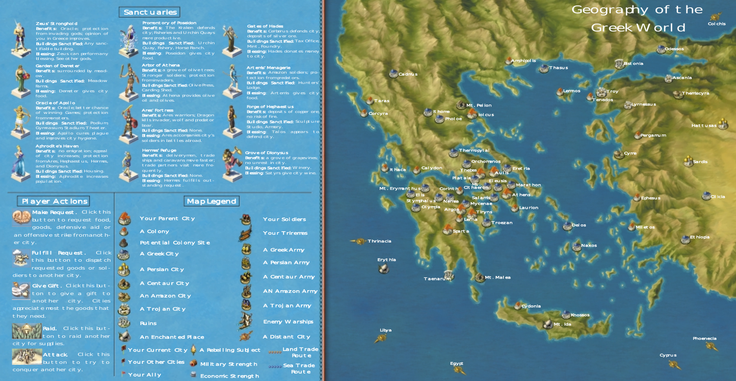## Sanctuaries

**Zeus' Stronghold**
**Benefits:** Oracle; protection from invading gods; opinion of you in Greece improves.
**Buildings Sanctified:** Any sanctifiable building.
**Blessing:** Zeus can performany blessing. See other gods.

**Garden of Demeter**
**Benefits:** surrounded by meadow.
**Buildings Sanctified:** Meadow farms.
**Blessing:** Demeter gives city food.

**Oracle of Apollo**
**Benefits:** Oracle; better chance of winning Games; protection frommonsters.
**Buildings Sanctified:** Podium, Gymnasium, Stadium, Theater.
**Blessing:** Apollo cures plague and improves city hygiene.

**Aphrodite's Haven**
**Benefits:** no emigration; appeal of city increases; protection fromAres, Hephaestus, Hermes, and Dionysus.
**Buildings Sanctified:** Housing.
**Blessing:** Aphrodite increases population.

**Promontory of Poseidon**
**Benefits:** The Kraken defends city; Fisheries and Urchin Quays more productive.
**Buildings Sanctified:** Urchin Quay, Fishery, Horse Ranch.
**Blessing:** Poseidon gives city food.

**Arbor of Athena**
**Benefits:** a grove of olive trees; Stronger soldiers; protection frominvaders.
**Buildings Sanctified:** Olive Press, Carding Shed.
**Blessing:** Athena provides olive oil and olives.

**Ares' Fortress**
**Benefits:** Ares warriors; Dragon kills invader, wolf and predator boar.
**Buildings Sanctified:** None.
**Blessing:** Ares accompanies city's soldiers in battles abroad.

**Hermes' Refuge**
**Benefits:** deliverymen, trade ships and caravans move faster; trade partners visit more frequently.
**Buildings Sanctified:** None.
**Blessing:** Hermes fulfills outstanding request.

**Gates of Hades**
**Benefits:** Cerberus defends city; deposits of silver ore.
**Buildings Sanctified:** Tax Office, Mint, Foundry.
**Blessing:** Hades donates money to city.

**Artemis' Menagerie**
**Benefits:** Amazon soldiers; protection frompredators.
**Buildings Sanctified:** Hunters' Lodge.
**Blessing:** Artemis gives city food.

**Forge of Hephaestus**
**Benefits:** deposits of copper ore; no risk of fire.
**Buildings Sanctified:** Sculpture Studio, Armory.
**Blessing:** Talos appears to defend city.

**Grove of Dionysus**
**Benefits:** a grove of grapevines; no unrest in city.
**Buildings Sanctified:** Winery.
**Blessing:** Satyrs give city wine.

## Player Actions

**Make Request.** Click this button to request food, goods, defensive aid or an offensive strike fromanother city.

**Fulfill Request.** Click this button to dispatch requested goods or soldiers to another city.

**Give Gift.** Click this button to give a gift to another city. Cities appreciate most the goods that they need.

**Raid.** Click this button to raid another city for supplies.

**Attack.** Click this button to try to conquer another city.

## Map Legend

- Your Parent City
- A Colony
- Potential Colony Site
- A Greek City
- A Persian City
- A Centaur City
- An Amazon City
- A Trojan City
- Ruins
- An Enchanted Place
- Your Soldiers
- Your Triremes
- A Greek Army
- A Persian Army
- A Centaur Army
- AN Amazon Army
- A Trojan Army
- Enemy Warships
- A Distant City
- Your Current City
- Your Other Cities
- Your Ally
- A Rebelling Subject
- Military Strength
- Economic Strength
- Land Trade Route
- Sea Trade Route

## Geography of the Greek World

Colchis, Odessos, Amphipolis, Thasus, Histonia, Ascania, Themiscyra, Cadmus, Lemnos, Troy, Tenedos, Lyrnessus, Taras, Corcyra, Mt. Pelion, Ithome, Pholoe, Iolcus, Hattusas, Pergamum, Thermopylai, Cyme, Sardis, Orchomenos, Ithaca, Calydon, Thebes, Aulis, Eretria, Plataia, Eleusis, Mt. Erymanthus, Corinth, Mt. Cithaeron, Marathon, Elis, Stymphalus, Nemea, Salamis, Athens, Mycenae, Olympia, Argos, Tiryns, Laurion, Ephesus, Cilicia, Lerna, Troezan, Delos, Miletos, Sparta, Thrinacia, Ethiopia, Naxos, Erythia, Taenarum, Mt. Malea, Cydonia, Knossos, Mt. Ida, Libya, Phoenecia, Cyprus, Egypt